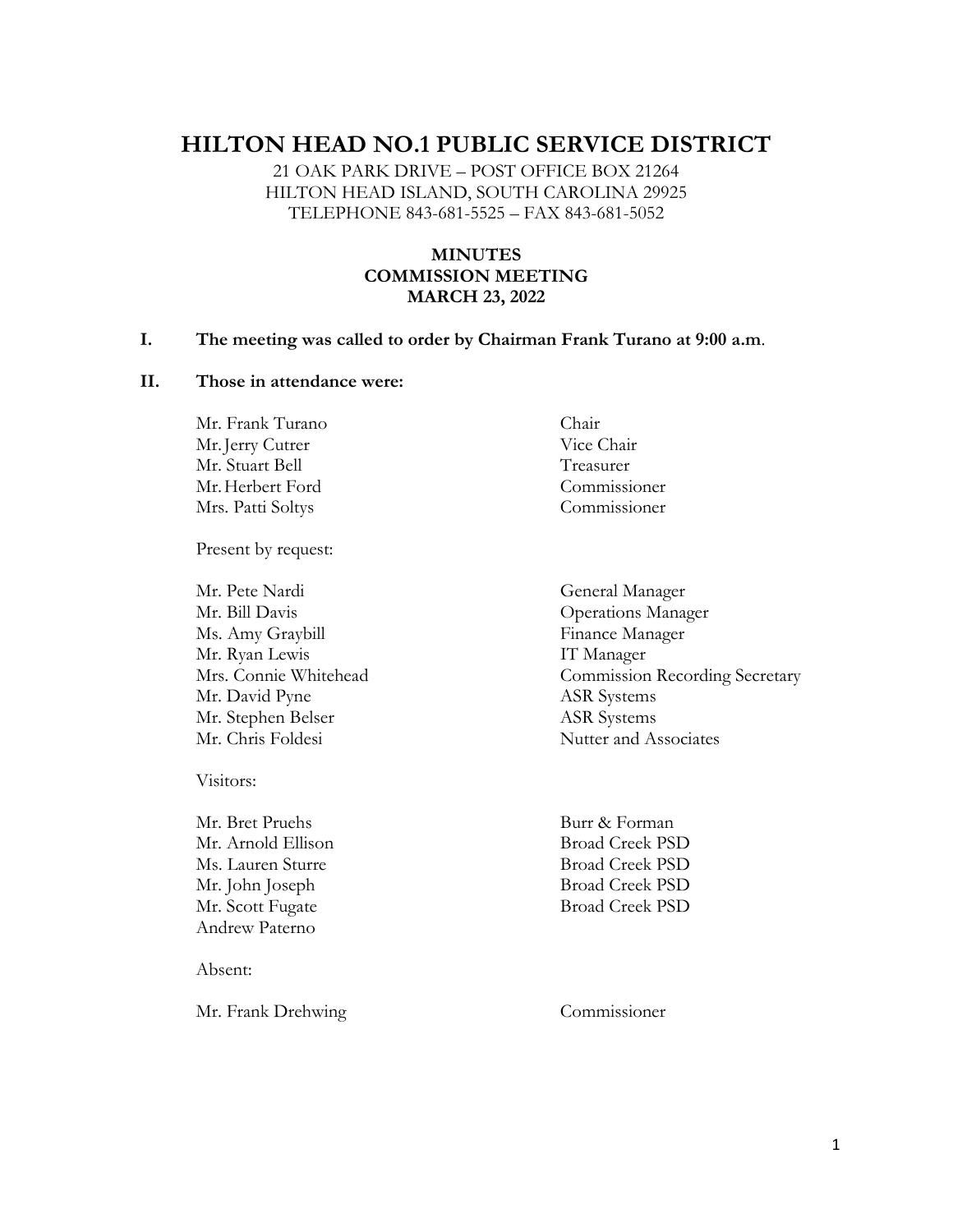# HILTON HEAD NO.1 PUBLIC SERVICE DISTRICT

21 OAK PARK DRIVE – POST OFFICE BOX 21264
HILTON HEAD ISLAND, SOUTH CAROLINA 29925
TELEPHONE 843-681-5525 – FAX 843-681-5052

**MINUTES**
**COMMISSION MEETING**
**MARCH 23, 2022**

**I. The meeting was called to order by Chairman Frank Turano at 9:00 a.m.**

**II. Those in attendance were:**

| | |
|---|---|
| Mr. Frank Turano | Chair |
| Mr. Jerry Cutrer | Vice Chair |
| Mr. Stuart Bell | Treasurer |
| Mr. Herbert Ford | Commissioner |
| Mrs. Patti Soltys | Commissioner |

Present by request:

| | |
|---|---|
| Mr. Pete Nardi | General Manager |
| Mr. Bill Davis | Operations Manager |
| Ms. Amy Graybill | Finance Manager |
| Mr. Ryan Lewis | IT Manager |
| Mrs. Connie Whitehead | Commission Recording Secretary |
| Mr. David Pyne | ASR Systems |
| Mr. Stephen Belser | ASR Systems |
| Mr. Chris Foldesi | Nutter and Associates |

Visitors:

| | |
|---|---|
| Mr. Bret Pruehs | Burr & Forman |
| Mr. Arnold Ellison | Broad Creek PSD |
| Ms. Lauren Sturre | Broad Creek PSD |
| Mr. John Joseph | Broad Creek PSD |
| Mr. Scott Fugate | Broad Creek PSD |
| Andrew Paterno | |

Absent:

| | |
|---|---|
| Mr. Frank Drehwing | Commissioner |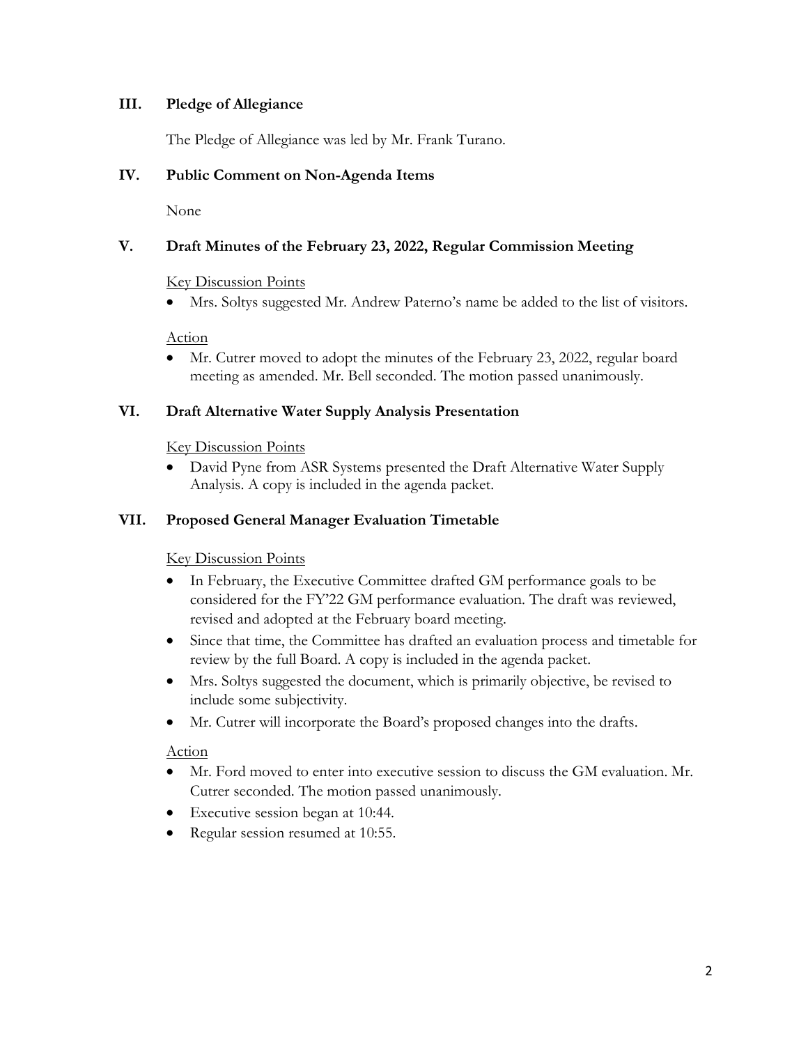## III. Pledge of Allegiance

The Pledge of Allegiance was led by Mr. Frank Turano.

## IV. Public Comment on Non-Agenda Items

None

## V. Draft Minutes of the February 23, 2022, Regular Commission Meeting

Key Discussion Points

- Mrs. Soltys suggested Mr. Andrew Paterno's name be added to the list of visitors.

Action

- Mr. Cutrer moved to adopt the minutes of the February 23, 2022, regular board meeting as amended. Mr. Bell seconded. The motion passed unanimously.

## VI. Draft Alternative Water Supply Analysis Presentation

Key Discussion Points

- David Pyne from ASR Systems presented the Draft Alternative Water Supply Analysis. A copy is included in the agenda packet.

## VII. Proposed General Manager Evaluation Timetable

Key Discussion Points

- In February, the Executive Committee drafted GM performance goals to be considered for the FY'22 GM performance evaluation. The draft was reviewed, revised and adopted at the February board meeting.
- Since that time, the Committee has drafted an evaluation process and timetable for review by the full Board. A copy is included in the agenda packet.
- Mrs. Soltys suggested the document, which is primarily objective, be revised to include some subjectivity.
- Mr. Cutrer will incorporate the Board's proposed changes into the drafts.

Action

- Mr. Ford moved to enter into executive session to discuss the GM evaluation. Mr. Cutrer seconded. The motion passed unanimously.
- Executive session began at 10:44.
- Regular session resumed at 10:55.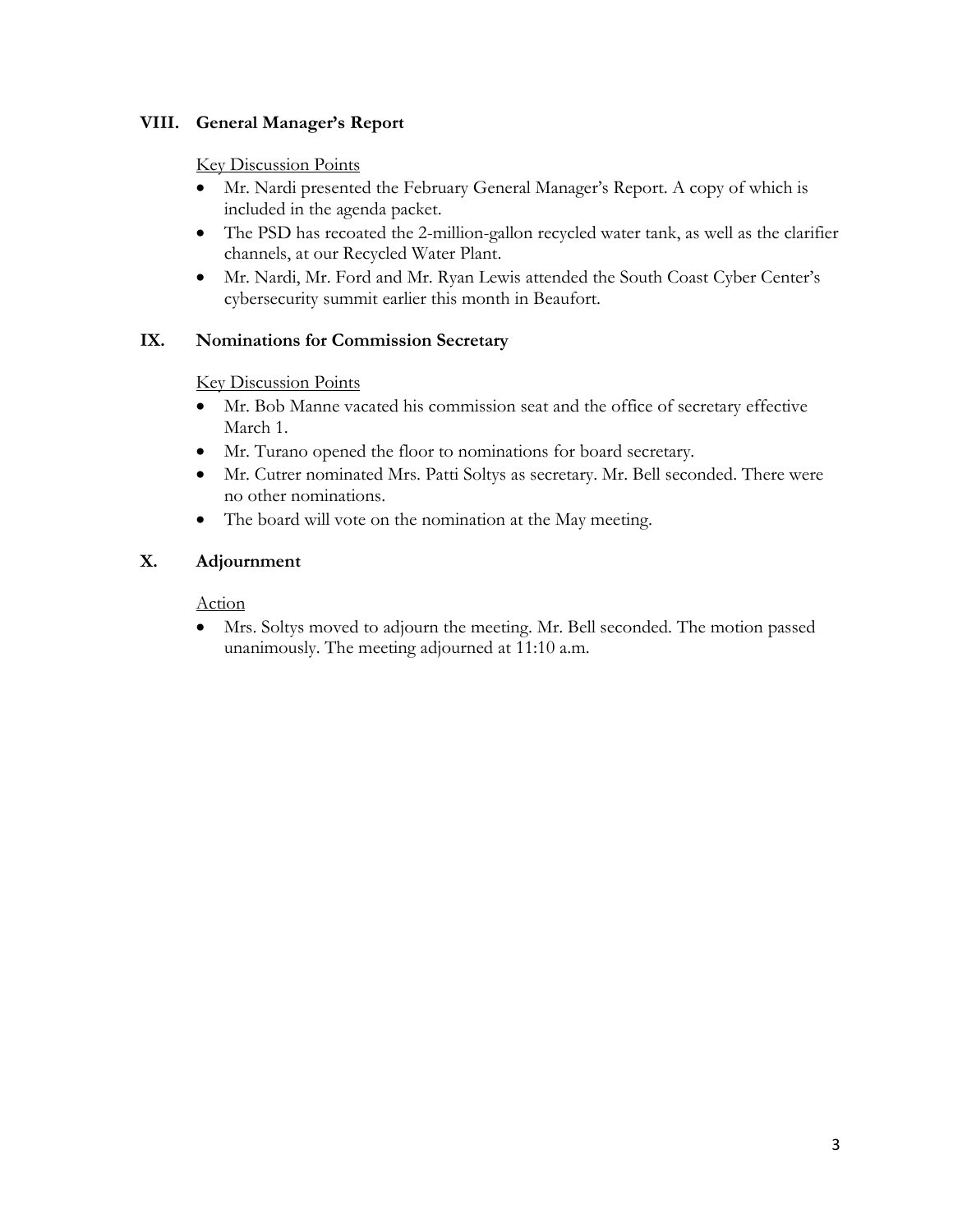## VIII. General Manager's Report

Key Discussion Points

- Mr. Nardi presented the February General Manager's Report. A copy of which is included in the agenda packet.
- The PSD has recoated the 2-million-gallon recycled water tank, as well as the clarifier channels, at our Recycled Water Plant.
- Mr. Nardi, Mr. Ford and Mr. Ryan Lewis attended the South Coast Cyber Center's cybersecurity summit earlier this month in Beaufort.

## IX. Nominations for Commission Secretary

Key Discussion Points

- Mr. Bob Manne vacated his commission seat and the office of secretary effective March 1.
- Mr. Turano opened the floor to nominations for board secretary.
- Mr. Cutrer nominated Mrs. Patti Soltys as secretary. Mr. Bell seconded. There were no other nominations.
- The board will vote on the nomination at the May meeting.

## X. Adjournment

Action

- Mrs. Soltys moved to adjourn the meeting. Mr. Bell seconded. The motion passed unanimously. The meeting adjourned at 11:10 a.m.